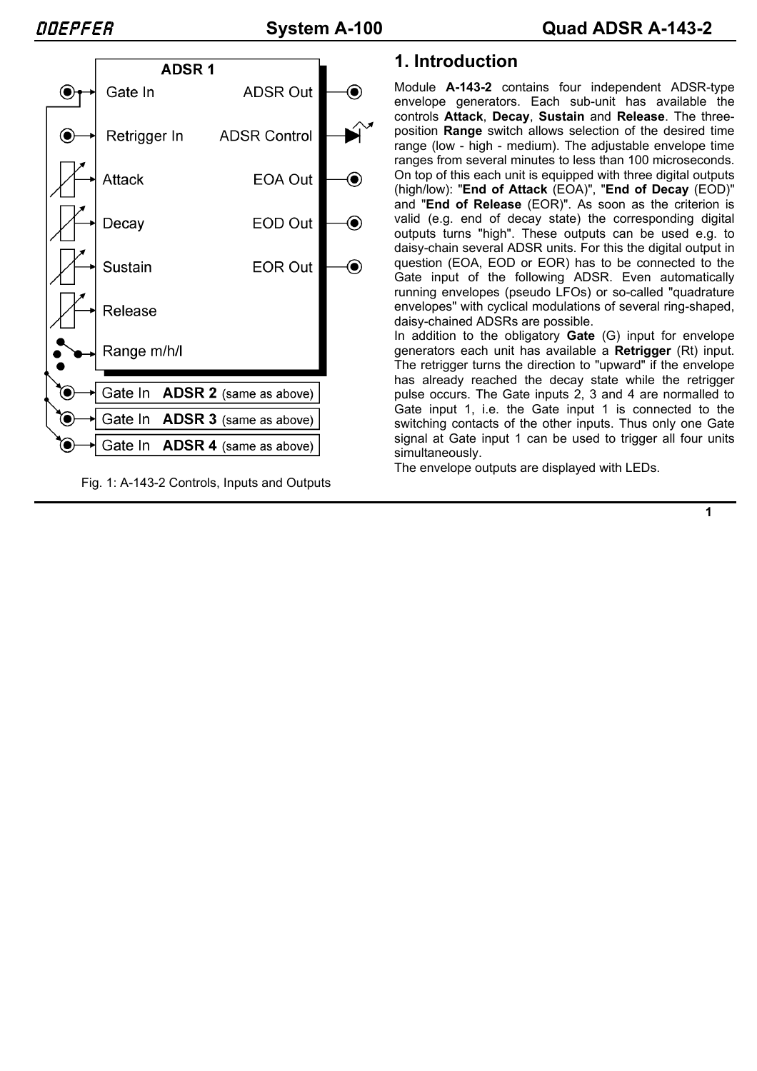ADSR 1

Gate In — ADSR Out

Retrigger In — ADSR Control

Attack — EOA Out

Decay — EOD Out

Sustain — EOR Out

Release

Range m/h/l

Gate In **ADSR 2** (same as above)

Gate In **ADSR 3** (same as above)

Gate In **ADSR 4** (same as above)

Fig. 1: A-143-2 Controls, Inputs and Outputs

## 1. Introduction

Module **A-143-2** contains four independent ADSR-type envelope generators. Each sub-unit has available the controls **Attack**, **Decay**, **Sustain** and **Release**. The three-position **Range** switch allows selection of the desired time range (low - high - medium). The adjustable envelope time ranges from several minutes to less than 100 microseconds. On top of this each unit is equipped with three digital outputs (high/low): "**End of Attack** (EOA)", "**End of Decay** (EOD)" and "**End of Release** (EOR)". As soon as the criterion is valid (e.g. end of decay state) the corresponding digital outputs turns "high". These outputs can be used e.g. to daisy-chain several ADSR units. For this the digital output in question (EOA, EOD or EOR) has to be connected to the Gate input of the following ADSR. Even automatically running envelopes (pseudo LFOs) or so-called "quadrature envelopes" with cyclical modulations of several ring-shaped, daisy-chained ADSRs are possible.

In addition to the obligatory **Gate** (G) input for envelope generators each unit has available a **Retrigger** (Rt) input. The retrigger turns the direction to "upward" if the envelope has already reached the decay state while the retrigger pulse occurs. The Gate inputs 2, 3 and 4 are normalled to Gate input 1, i.e. the Gate input 1 is connected to the switching contacts of the other inputs. Thus only one Gate signal at Gate input 1 can be used to trigger all four units simultaneously.

The envelope outputs are displayed with LEDs.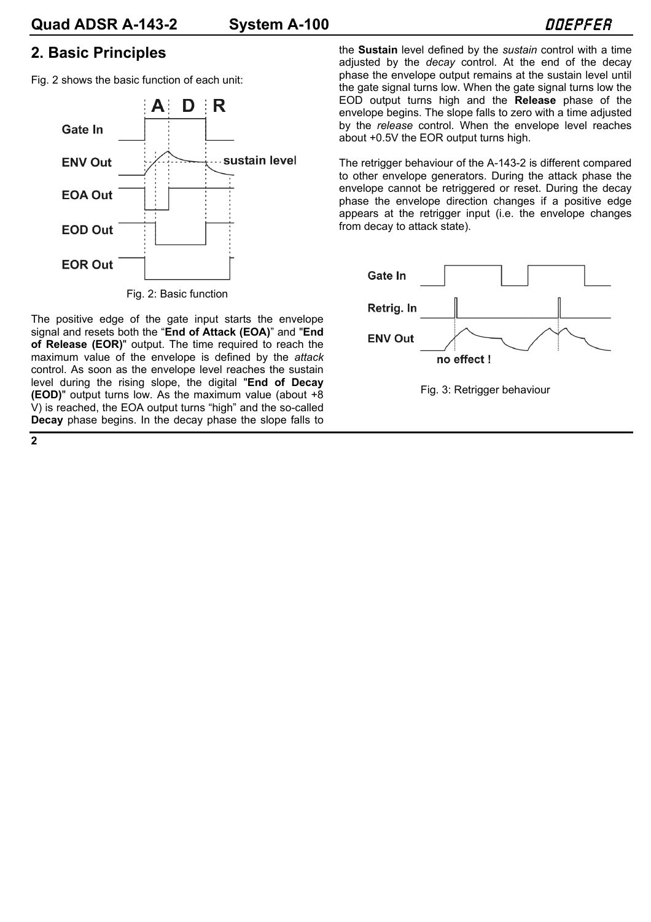## 2. Basic Principles

Fig. 2 shows the basic function of each unit:

Fig. 2: Basic function

The positive edge of the gate input starts the envelope signal and resets both the "**End of Attack (EOA)**" and "**End of Release (EOR)**" output. The time required to reach the maximum value of the envelope is defined by the *attack* control. As soon as the envelope level reaches the sustain level during the rising slope, the digital "**End of Decay (EOD)**" output turns low. As the maximum value (about +8 V) is reached, the EOA output turns "high" and the so-called **Decay** phase begins. In the decay phase the slope falls to the **Sustain** level defined by the *sustain* control with a time adjusted by the *decay* control. At the end of the decay phase the envelope output remains at the sustain level until the gate signal turns low. When the gate signal turns low the EOD output turns high and the **Release** phase of the envelope begins. The slope falls to zero with a time adjusted by the *release* control. When the envelope level reaches about +0.5V the EOR output turns high.

The retrigger behaviour of the A-143-2 is different compared to other envelope generators. During the attack phase the envelope cannot be retriggered or reset. During the decay phase the envelope direction changes if a positive edge appears at the retrigger input (i.e. the envelope changes from decay to attack state).

Fig. 3: Retrigger behaviour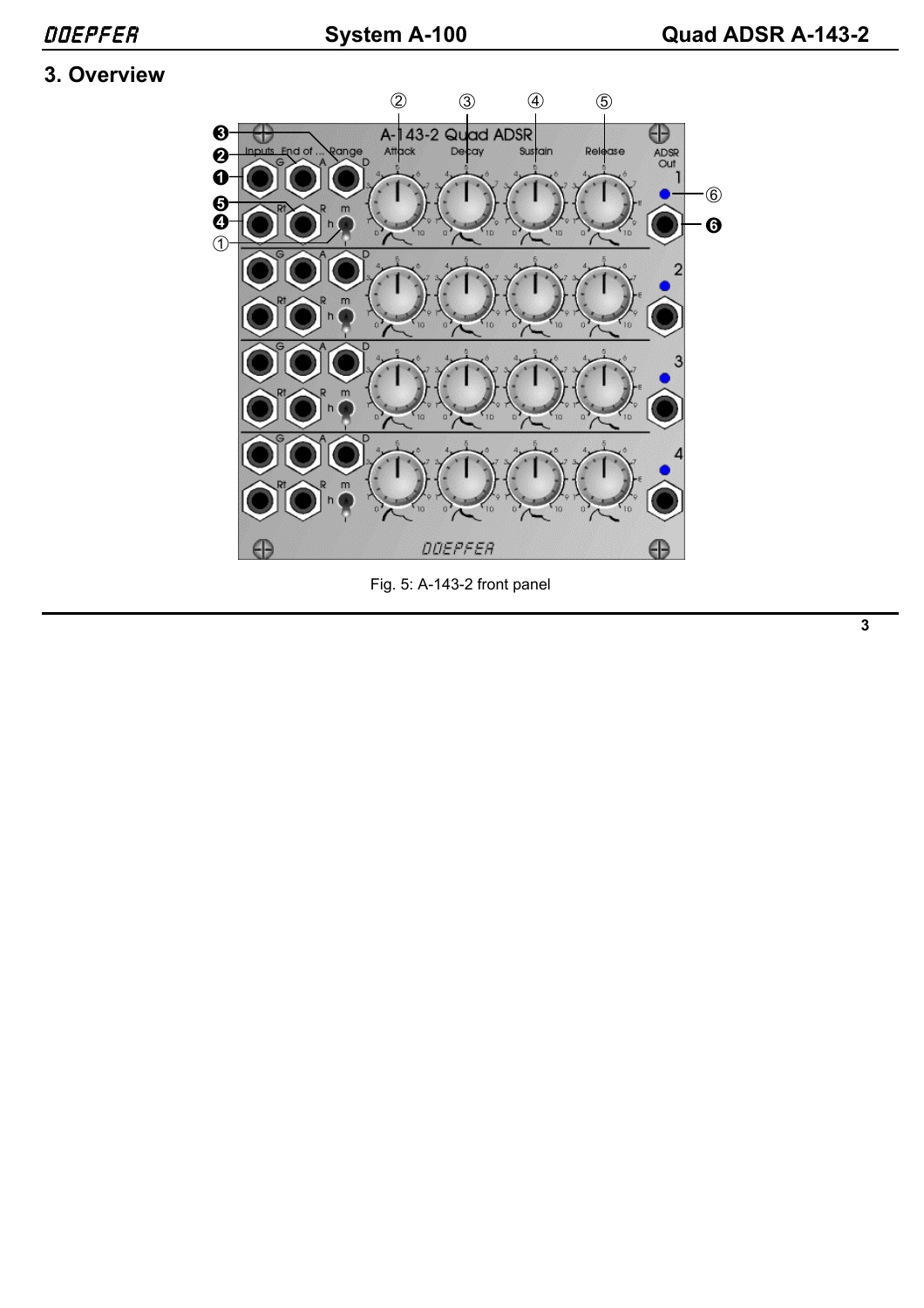## 3. Overview

Fig. 5: A-143-2 front panel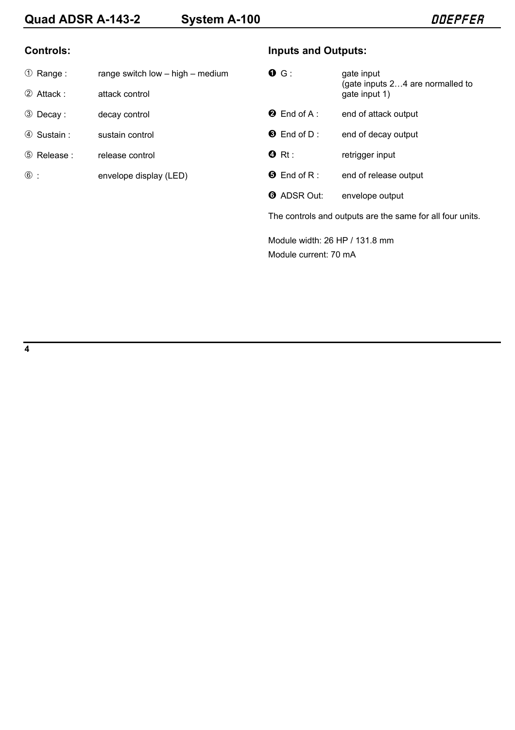## Controls:

① Range : range switch low – high – medium

② Attack : attack control

③ Decay : decay control

④ Sustain : sustain control

⑤ Release : release control

⑥ : envelope display (LED)

## Inputs and Outputs:

❶ G : gate input (gate inputs 2…4 are normalled to gate input 1)

❷ End of A : end of attack output

❸ End of D : end of decay output

❹ Rt : retrigger input

❺ End of R : end of release output

❻ ADSR Out: envelope output

The controls and outputs are the same for all four units.

Module width: 26 HP / 131.8 mm

Module current: 70 mA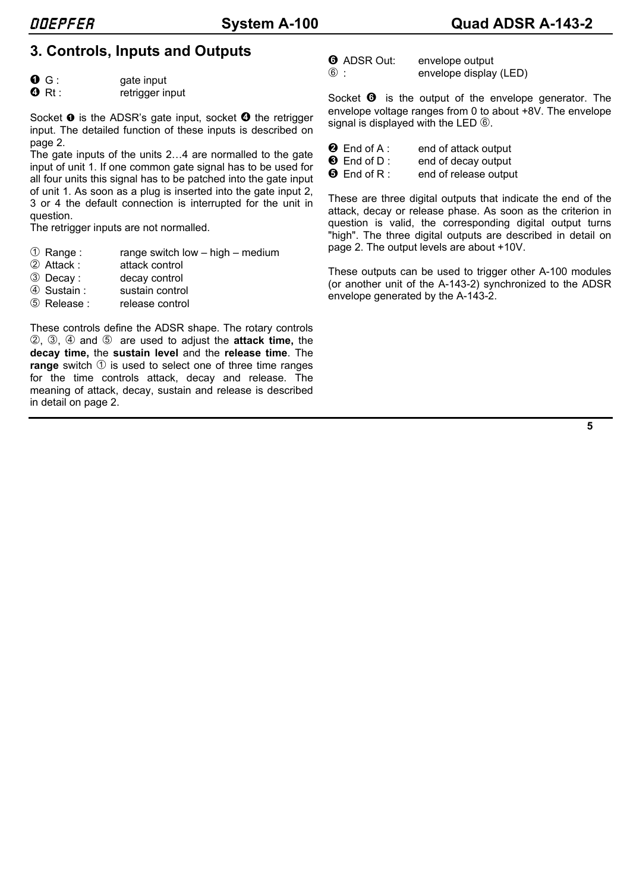## 3. Controls, Inputs and Outputs

❶ G : gate input
❹ Rt : retrigger input

Socket ❶ is the ADSR's gate input, socket ❹ the retrigger input. The detailed function of these inputs is described on page 2.
The gate inputs of the units 2…4 are normalled to the gate input of unit 1. If one common gate signal has to be used for all four units this signal has to be patched into the gate input of unit 1. As soon as a plug is inserted into the gate input 2, 3 or 4 the default connection is interrupted for the unit in question.
The retrigger inputs are not normalled.

① Range : range switch low – high – medium
② Attack : attack control
③ Decay : decay control
④ Sustain : sustain control
⑤ Release : release control

These controls define the ADSR shape. The rotary controls ②, ③, ④ and ⑤ are used to adjust the **attack time,** the **decay time,** the **sustain level** and the **release time**. The **range** switch ① is used to select one of three time ranges for the time controls attack, decay and release. The meaning of attack, decay, sustain and release is described in detail on page 2.

❻ ADSR Out: envelope output
⑥ : envelope display (LED)

Socket ❻ is the output of the envelope generator. The envelope voltage ranges from 0 to about +8V. The envelope signal is displayed with the LED ⑥.

❷ End of A : end of attack output
❸ End of D : end of decay output
❺ End of R : end of release output

These are three digital outputs that indicate the end of the attack, decay or release phase. As soon as the criterion in question is valid, the corresponding digital output turns "high". The three digital outputs are described in detail on page 2. The output levels are about +10V.

These outputs can be used to trigger other A-100 modules (or another unit of the A-143-2) synchronized to the ADSR envelope generated by the A-143-2.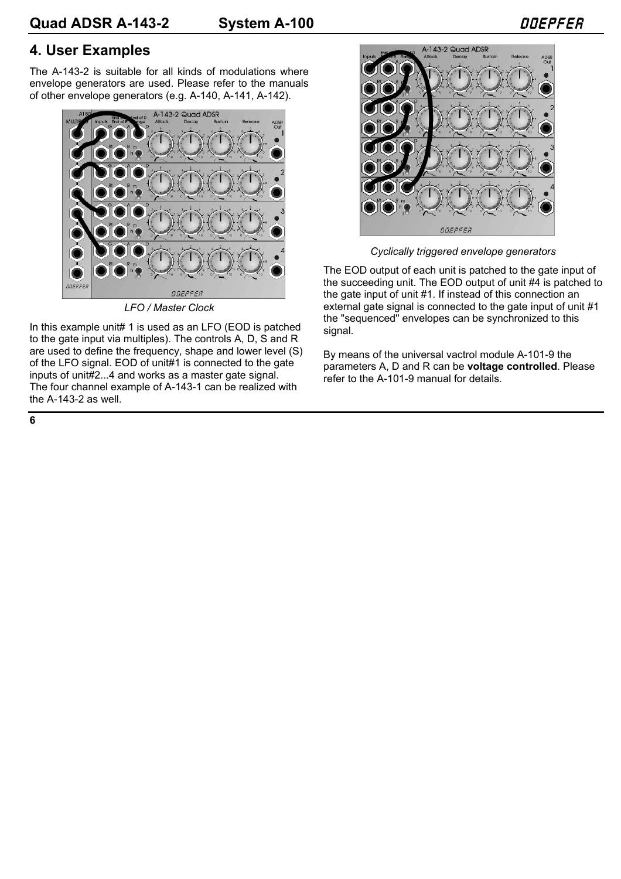## 4. User Examples

The A-143-2 is suitable for all kinds of modulations where envelope generators are used. Please refer to the manuals of other envelope generators (e.g. A-140, A-141, A-142).

*LFO / Master Clock*

In this example unit# 1 is used as an LFO (EOD is patched to the gate input via multiples). The controls A, D, S and R are used to define the frequency, shape and lower level (S) of the LFO signal. EOD of unit#1 is connected to the gate inputs of unit#2...4 and works as a master gate signal.
The four channel example of A-143-1 can be realized with the A-143-2 as well.

*Cyclically triggered envelope generators*

The EOD output of each unit is patched to the gate input of the succeeding unit. The EOD output of unit #4 is patched to the gate input of unit #1. If instead of this connection an external gate signal is connected to the gate input of unit #1 the "sequenced" envelopes can be synchronized to this signal.

By means of the universal vactrol module A-101-9 the parameters A, D and R can be **voltage controlled**. Please refer to the A-101-9 manual for details.